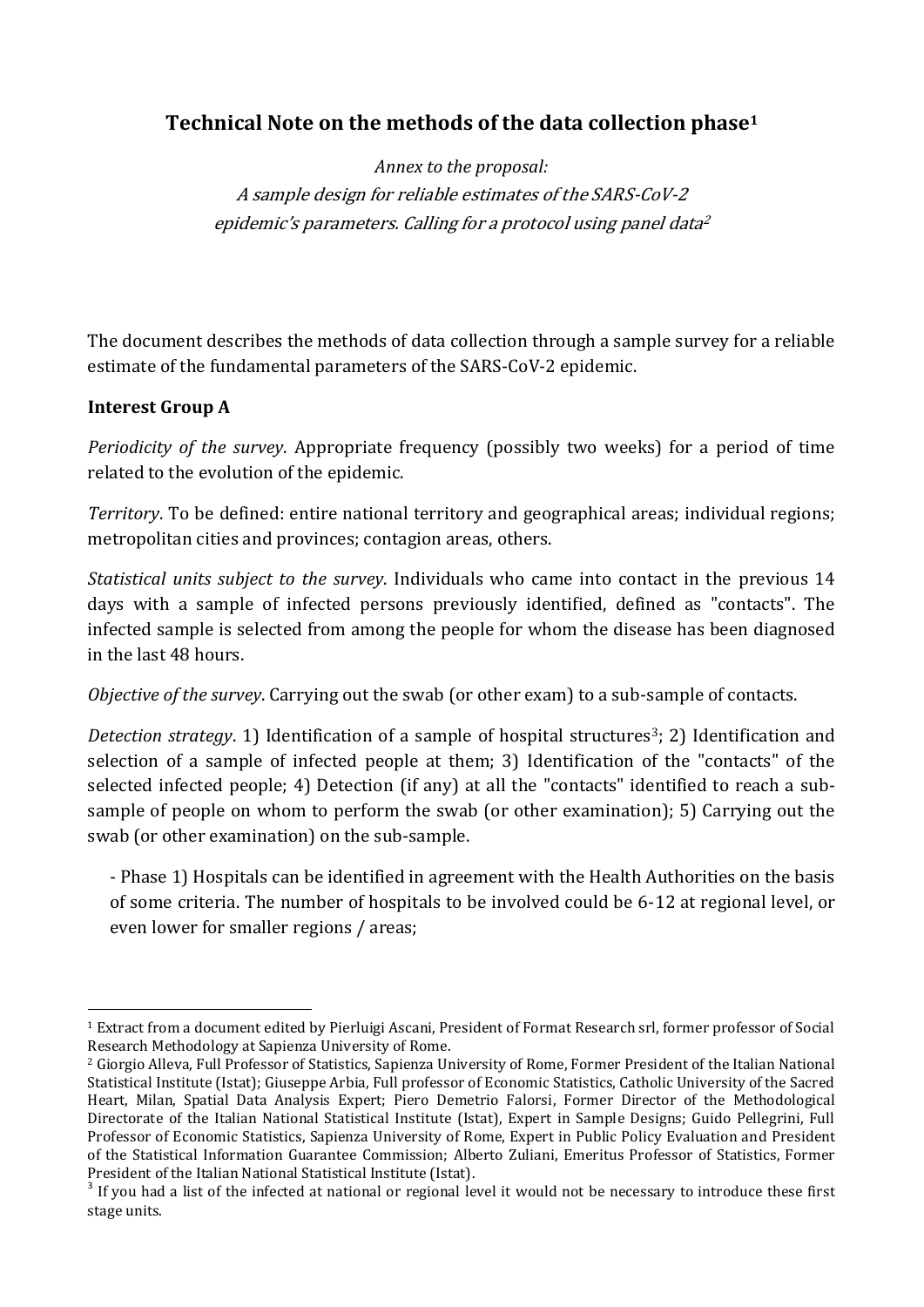## Technical Note on the methods of the data collection phase[1]

*Annex to the proposal:*
*A sample design for reliable estimates of the SARS-CoV-2 epidemic's parameters. Calling for a protocol using panel data*[2]

The document describes the methods of data collection through a sample survey for a reliable estimate of the fundamental parameters of the SARS-CoV-2 epidemic.

**Interest Group A**

*Periodicity of the survey*. Appropriate frequency (possibly two weeks) for a period of time related to the evolution of the epidemic.

*Territory*. To be defined: entire national territory and geographical areas; individual regions; metropolitan cities and provinces; contagion areas, others.

*Statistical units subject to the survey*. Individuals who came into contact in the previous 14 days with a sample of infected persons previously identified, defined as "contacts". The infected sample is selected from among the people for whom the disease has been diagnosed in the last 48 hours.

*Objective of the survey*. Carrying out the swab (or other exam) to a sub-sample of contacts.

*Detection strategy*. 1) Identification of a sample of hospital structures[3]; 2) Identification and selection of a sample of infected people at them; 3) Identification of the "contacts" of the selected infected people; 4) Detection (if any) at all the "contacts" identified to reach a sub-sample of people on whom to perform the swab (or other examination); 5) Carrying out the swab (or other examination) on the sub-sample.

- Phase 1) Hospitals can be identified in agreement with the Health Authorities on the basis of some criteria. The number of hospitals to be involved could be 6-12 at regional level, or even lower for smaller regions / areas;

---

[1] Extract from a document edited by Pierluigi Ascani, President of Format Research srl, former professor of Social Research Methodology at Sapienza University of Rome.

[2] Giorgio Alleva, Full Professor of Statistics, Sapienza University of Rome, Former President of the Italian National Statistical Institute (Istat); Giuseppe Arbia, Full professor of Economic Statistics, Catholic University of the Sacred Heart, Milan, Spatial Data Analysis Expert; Piero Demetrio Falorsi, Former Director of the Methodological Directorate of the Italian National Statistical Institute (Istat), Expert in Sample Designs; Guido Pellegrini, Full Professor of Economic Statistics, Sapienza University of Rome, Expert in Public Policy Evaluation and President of the Statistical Information Guarantee Commission; Alberto Zuliani, Emeritus Professor of Statistics, Former President of the Italian National Statistical Institute (Istat).

[3] If you had a list of the infected at national or regional level it would not be necessary to introduce these first stage units.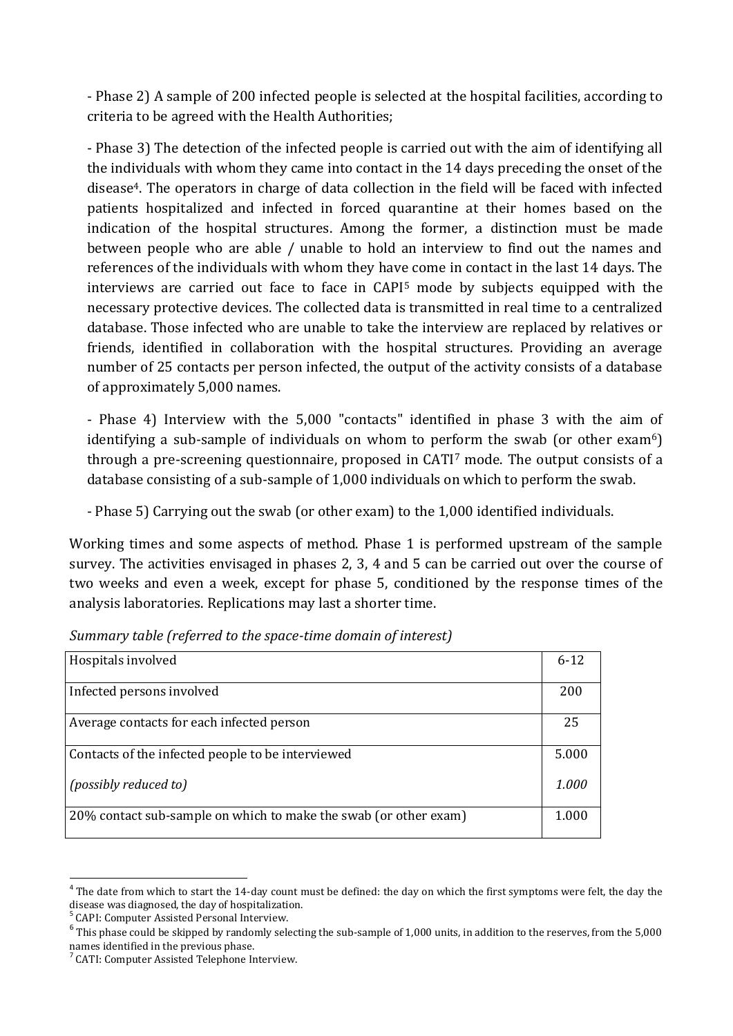- Phase 2) A sample of 200 infected people is selected at the hospital facilities, according to criteria to be agreed with the Health Authorities;

- Phase 3) The detection of the infected people is carried out with the aim of identifying all the individuals with whom they came into contact in the 14 days preceding the onset of the disease[4]. The operators in charge of data collection in the field will be faced with infected patients hospitalized and infected in forced quarantine at their homes based on the indication of the hospital structures. Among the former, a distinction must be made between people who are able / unable to hold an interview to find out the names and references of the individuals with whom they have come in contact in the last 14 days. The interviews are carried out face to face in CAPI[5] mode by subjects equipped with the necessary protective devices. The collected data is transmitted in real time to a centralized database. Those infected who are unable to take the interview are replaced by relatives or friends, identified in collaboration with the hospital structures. Providing an average number of 25 contacts per person infected, the output of the activity consists of a database of approximately 5,000 names.

- Phase 4) Interview with the 5,000 "contacts" identified in phase 3 with the aim of identifying a sub-sample of individuals on whom to perform the swab (or other exam[6]) through a pre-screening questionnaire, proposed in CATI[7] mode. The output consists of a database consisting of a sub-sample of 1,000 individuals on which to perform the swab.

- Phase 5) Carrying out the swab (or other exam) to the 1,000 identified individuals.

Working times and some aspects of method. Phase 1 is performed upstream of the sample survey. The activities envisaged in phases 2, 3, 4 and 5 can be carried out over the course of two weeks and even a week, except for phase 5, conditioned by the response times of the analysis laboratories. Replications may last a shorter time.

*Summary table (referred to the space-time domain of interest)*

| | |
|---|---|
| Hospitals involved | 6-12 |
| Infected persons involved | 200 |
| Average contacts for each infected person | 25 |
| Contacts of the infected people to be interviewed<br>*(possibly reduced to)* | 5.000<br>*1.000* |
| 20% contact sub-sample on which to make the swab (or other exam) | 1.000 |

[4] The date from which to start the 14-day count must be defined: the day on which the first symptoms were felt, the day the disease was diagnosed, the day of hospitalization.

[5] CAPI: Computer Assisted Personal Interview.

[6] This phase could be skipped by randomly selecting the sub-sample of 1,000 units, in addition to the reserves, from the 5,000 names identified in the previous phase.

[7] CATI: Computer Assisted Telephone Interview.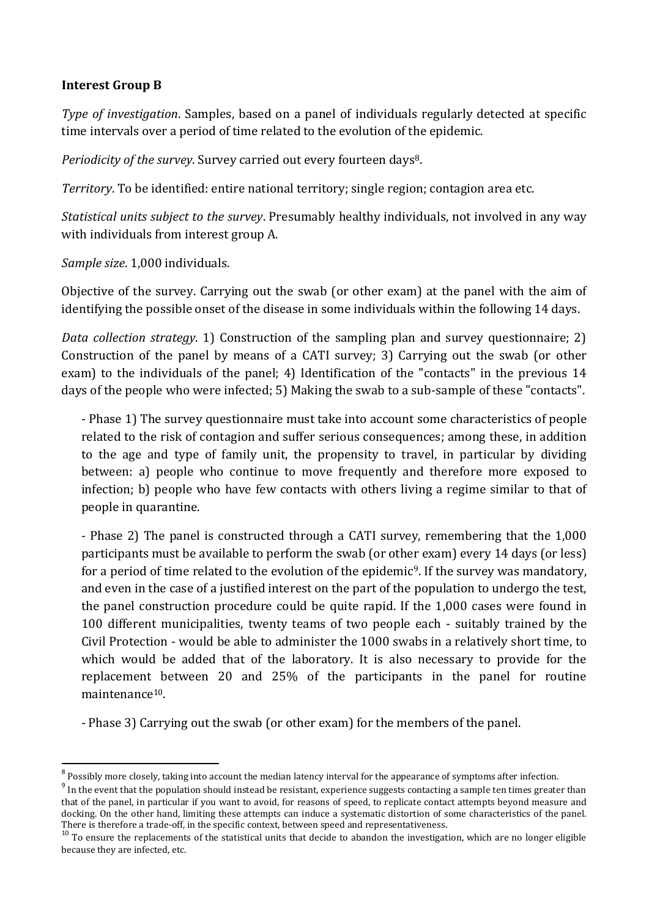**Interest Group B**

*Type of investigation*. Samples, based on a panel of individuals regularly detected at specific time intervals over a period of time related to the evolution of the epidemic.

*Periodicity of the survey*. Survey carried out every fourteen days[8].

*Territory*. To be identified: entire national territory; single region; contagion area etc.

*Statistical units subject to the survey*. Presumably healthy individuals, not involved in any way with individuals from interest group A.

*Sample size*. 1,000 individuals.

Objective of the survey. Carrying out the swab (or other exam) at the panel with the aim of identifying the possible onset of the disease in some individuals within the following 14 days.

*Data collection strategy*. 1) Construction of the sampling plan and survey questionnaire; 2) Construction of the panel by means of a CATI survey; 3) Carrying out the swab (or other exam) to the individuals of the panel; 4) Identification of the "contacts" in the previous 14 days of the people who were infected; 5) Making the swab to a sub-sample of these "contacts".

- Phase 1) The survey questionnaire must take into account some characteristics of people related to the risk of contagion and suffer serious consequences; among these, in addition to the age and type of family unit, the propensity to travel, in particular by dividing between: a) people who continue to move frequently and therefore more exposed to infection; b) people who have few contacts with others living a regime similar to that of people in quarantine.

- Phase 2) The panel is constructed through a CATI survey, remembering that the 1,000 participants must be available to perform the swab (or other exam) every 14 days (or less) for a period of time related to the evolution of the epidemic[9]. If the survey was mandatory, and even in the case of a justified interest on the part of the population to undergo the test, the panel construction procedure could be quite rapid. If the 1,000 cases were found in 100 different municipalities, twenty teams of two people each - suitably trained by the Civil Protection - would be able to administer the 1000 swabs in a relatively short time, to which would be added that of the laboratory. It is also necessary to provide for the replacement between 20 and 25% of the participants in the panel for routine maintenance[10].

- Phase 3) Carrying out the swab (or other exam) for the members of the panel.

---

[8] Possibly more closely, taking into account the median latency interval for the appearance of symptoms after infection.

[9] In the event that the population should instead be resistant, experience suggests contacting a sample ten times greater than that of the panel, in particular if you want to avoid, for reasons of speed, to replicate contact attempts beyond measure and docking. On the other hand, limiting these attempts can induce a systematic distortion of some characteristics of the panel. There is therefore a trade-off, in the specific context, between speed and representativeness.

[10] To ensure the replacements of the statistical units that decide to abandon the investigation, which are no longer eligible because they are infected, etc.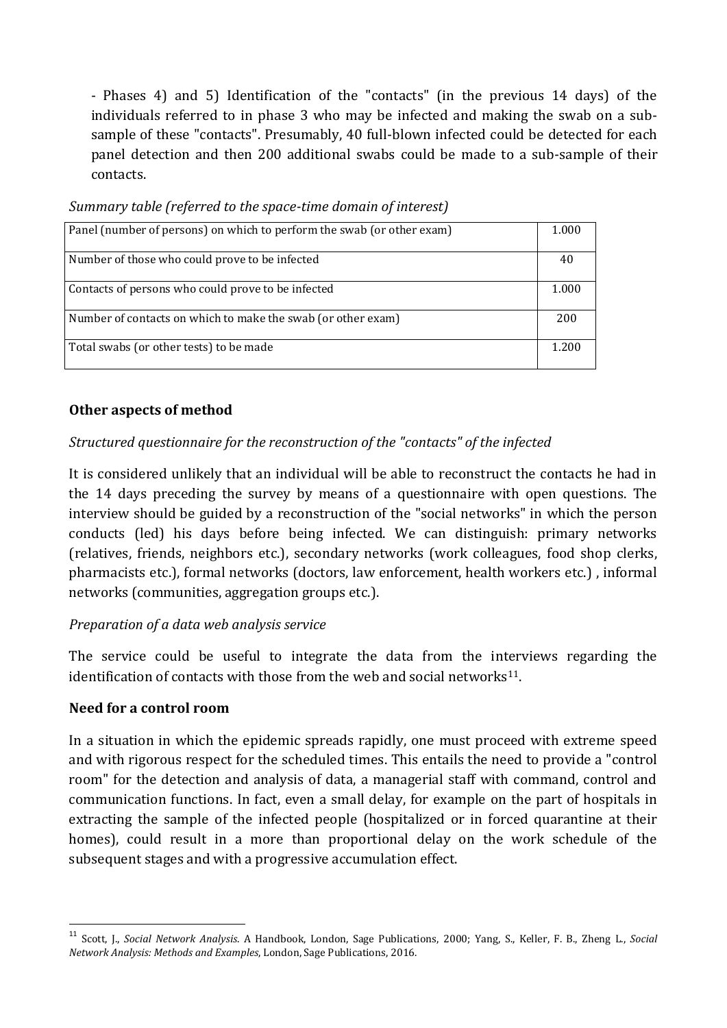- Phases 4) and 5) Identification of the "contacts" (in the previous 14 days) of the individuals referred to in phase 3 who may be infected and making the swab on a sub-sample of these "contacts". Presumably, 40 full-blown infected could be detected for each panel detection and then 200 additional swabs could be made to a sub-sample of their contacts.

*Summary table (referred to the space-time domain of interest)*

| | |
|---|---|
| Panel (number of persons) on which to perform the swab (or other exam) | 1.000 |
| Number of those who could prove to be infected | 40 |
| Contacts of persons who could prove to be infected | 1.000 |
| Number of contacts on which to make the swab (or other exam) | 200 |
| Total swabs (or other tests) to be made | 1.200 |

**Other aspects of method**

*Structured questionnaire for the reconstruction of the "contacts" of the infected*

It is considered unlikely that an individual will be able to reconstruct the contacts he had in the 14 days preceding the survey by means of a questionnaire with open questions. The interview should be guided by a reconstruction of the "social networks" in which the person conducts (led) his days before being infected. We can distinguish: primary networks (relatives, friends, neighbors etc.), secondary networks (work colleagues, food shop clerks, pharmacists etc.), formal networks (doctors, law enforcement, health workers etc.) , informal networks (communities, aggregation groups etc.).

*Preparation of a data web analysis service*

The service could be useful to integrate the data from the interviews regarding the identification of contacts with those from the web and social networks[11].

**Need for a control room**

In a situation in which the epidemic spreads rapidly, one must proceed with extreme speed and with rigorous respect for the scheduled times. This entails the need to provide a "control room" for the detection and analysis of data, a managerial staff with command, control and communication functions. In fact, even a small delay, for example on the part of hospitals in extracting the sample of the infected people (hospitalized or in forced quarantine at their homes), could result in a more than proportional delay on the work schedule of the subsequent stages and with a progressive accumulation effect.

[11] Scott, J., *Social Network Analysis*. A Handbook, London, Sage Publications, 2000; Yang, S., Keller, F. B., Zheng L., *Social Network Analysis: Methods and Examples*, London, Sage Publications, 2016.